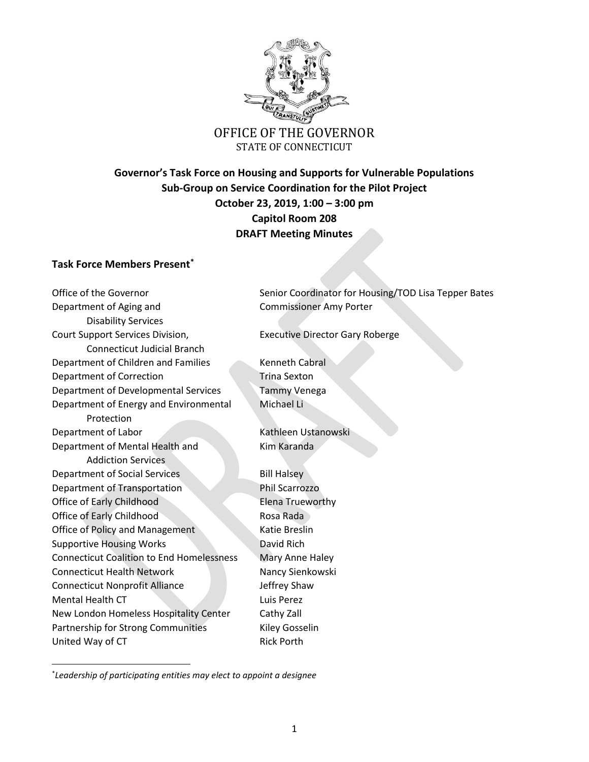OFFICE OF THE GOVERNOR
STATE OF CONNECTICUT

# Governor's Task Force on Housing and Supports for Vulnerable Populations
## Sub-Group on Service Coordination for the Pilot Project
**October 23, 2019, 1:00 – 3:00 pm**
**Capitol Room 208**
**DRAFT Meeting Minutes**

## Task Force Members Present*

| | |
|---|---|
| Office of the Governor | Senior Coordinator for Housing/TOD Lisa Tepper Bates |
| Department of Aging and Disability Services | Commissioner Amy Porter |
| Court Support Services Division, Connecticut Judicial Branch | Executive Director Gary Roberge |
| Department of Children and Families | Kenneth Cabral |
| Department of Correction | Trina Sexton |
| Department of Developmental Services | Tammy Venega |
| Department of Energy and Environmental Protection | Michael Li |
| Department of Labor | Kathleen Ustanowski |
| Department of Mental Health and Addiction Services | Kim Karanda |
| Department of Social Services | Bill Halsey |
| Department of Transportation | Phil Scarrozzo |
| Office of Early Childhood | Elena Trueworthy |
| Office of Early Childhood | Rosa Rada |
| Office of Policy and Management | Katie Breslin |
| Supportive Housing Works | David Rich |
| Connecticut Coalition to End Homelessness | Mary Anne Haley |
| Connecticut Health Network | Nancy Sienkowski |
| Connecticut Nonprofit Alliance | Jeffrey Shaw |
| Mental Health CT | Luis Perez |
| New London Homeless Hospitality Center | Cathy Zall |
| Partnership for Strong Communities | Kiley Gosselin |
| United Way of CT | Rick Porth |

*\*Leadership of participating entities may elect to appoint a designee*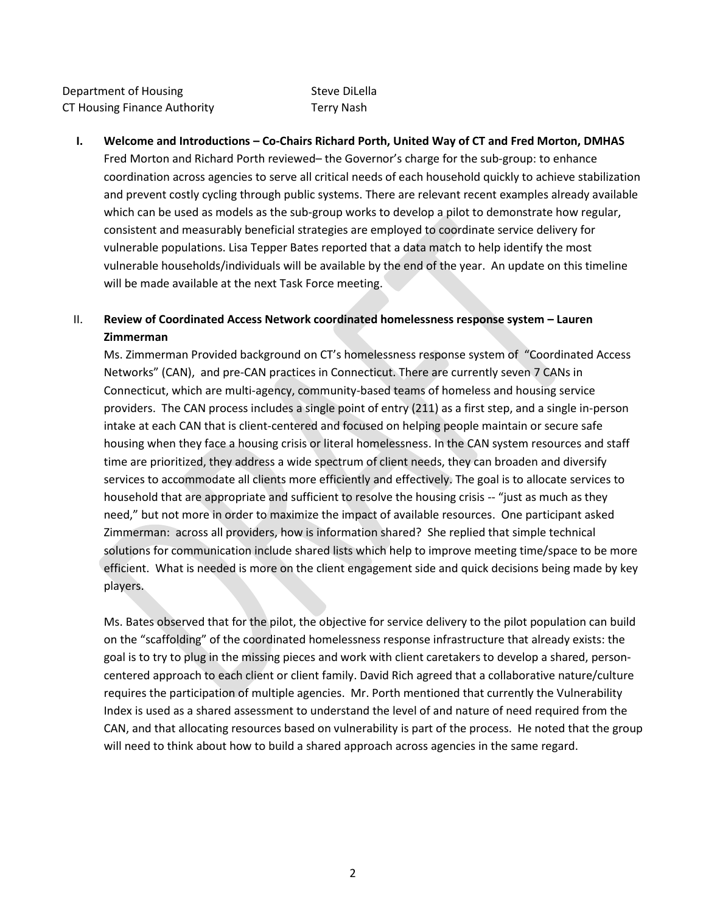| | |
|---|---|
| Department of Housing | Steve DiLella |
| CT Housing Finance Authority | Terry Nash |

**I. Welcome and Introductions – Co-Chairs Richard Porth, United Way of CT and Fred Morton, DMHAS**

Fred Morton and Richard Porth reviewed– the Governor's charge for the sub-group: to enhance coordination across agencies to serve all critical needs of each household quickly to achieve stabilization and prevent costly cycling through public systems. There are relevant recent examples already available which can be used as models as the sub-group works to develop a pilot to demonstrate how regular, consistent and measurably beneficial strategies are employed to coordinate service delivery for vulnerable populations. Lisa Tepper Bates reported that a data match to help identify the most vulnerable households/individuals will be available by the end of the year. An update on this timeline will be made available at the next Task Force meeting.

**II. Review of Coordinated Access Network coordinated homelessness response system – Lauren Zimmerman**

Ms. Zimmerman Provided background on CT's homelessness response system of "Coordinated Access Networks" (CAN), and pre-CAN practices in Connecticut. There are currently seven 7 CANs in Connecticut, which are multi-agency, community-based teams of homeless and housing service providers. The CAN process includes a single point of entry (211) as a first step, and a single in-person intake at each CAN that is client-centered and focused on helping people maintain or secure safe housing when they face a housing crisis or literal homelessness. In the CAN system resources and staff time are prioritized, they address a wide spectrum of client needs, they can broaden and diversify services to accommodate all clients more efficiently and effectively. The goal is to allocate services to household that are appropriate and sufficient to resolve the housing crisis -- "just as much as they need," but not more in order to maximize the impact of available resources. One participant asked Zimmerman: across all providers, how is information shared? She replied that simple technical solutions for communication include shared lists which help to improve meeting time/space to be more efficient. What is needed is more on the client engagement side and quick decisions being made by key players.

Ms. Bates observed that for the pilot, the objective for service delivery to the pilot population can build on the "scaffolding" of the coordinated homelessness response infrastructure that already exists: the goal is to try to plug in the missing pieces and work with client caretakers to develop a shared, person-centered approach to each client or client family. David Rich agreed that a collaborative nature/culture requires the participation of multiple agencies. Mr. Porth mentioned that currently the Vulnerability Index is used as a shared assessment to understand the level of and nature of need required from the CAN, and that allocating resources based on vulnerability is part of the process. He noted that the group will need to think about how to build a shared approach across agencies in the same regard.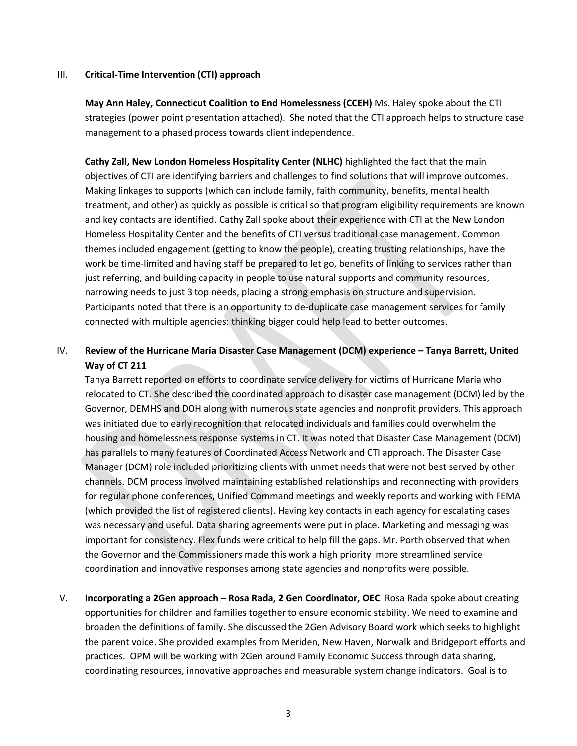III. **Critical-Time Intervention (CTI) approach**

**May Ann Haley, Connecticut Coalition to End Homelessness (CCEH)** Ms. Haley spoke about the CTI strategies (power point presentation attached). She noted that the CTI approach helps to structure case management to a phased process towards client independence.

**Cathy Zall, New London Homeless Hospitality Center (NLHC)** highlighted the fact that the main objectives of CTI are identifying barriers and challenges to find solutions that will improve outcomes. Making linkages to supports (which can include family, faith community, benefits, mental health treatment, and other) as quickly as possible is critical so that program eligibility requirements are known and key contacts are identified. Cathy Zall spoke about their experience with CTI at the New London Homeless Hospitality Center and the benefits of CTI versus traditional case management. Common themes included engagement (getting to know the people), creating trusting relationships, have the work be time-limited and having staff be prepared to let go, benefits of linking to services rather than just referring, and building capacity in people to use natural supports and community resources, narrowing needs to just 3 top needs, placing a strong emphasis on structure and supervision. Participants noted that there is an opportunity to de-duplicate case management services for family connected with multiple agencies: thinking bigger could help lead to better outcomes.

IV. **Review of the Hurricane Maria Disaster Case Management (DCM) experience – Tanya Barrett, United Way of CT 211**

Tanya Barrett reported on efforts to coordinate service delivery for victims of Hurricane Maria who relocated to CT. She described the coordinated approach to disaster case management (DCM) led by the Governor, DEMHS and DOH along with numerous state agencies and nonprofit providers. This approach was initiated due to early recognition that relocated individuals and families could overwhelm the housing and homelessness response systems in CT. It was noted that Disaster Case Management (DCM) has parallels to many features of Coordinated Access Network and CTI approach. The Disaster Case Manager (DCM) role included prioritizing clients with unmet needs that were not best served by other channels. DCM process involved maintaining established relationships and reconnecting with providers for regular phone conferences, Unified Command meetings and weekly reports and working with FEMA (which provided the list of registered clients). Having key contacts in each agency for escalating cases was necessary and useful. Data sharing agreements were put in place. Marketing and messaging was important for consistency. Flex funds were critical to help fill the gaps. Mr. Porth observed that when the Governor and the Commissioners made this work a high priority more streamlined service coordination and innovative responses among state agencies and nonprofits were possible.

V. **Incorporating a 2Gen approach – Rosa Rada, 2 Gen Coordinator, OEC** Rosa Rada spoke about creating opportunities for children and families together to ensure economic stability. We need to examine and broaden the definitions of family. She discussed the 2Gen Advisory Board work which seeks to highlight the parent voice. She provided examples from Meriden, New Haven, Norwalk and Bridgeport efforts and practices. OPM will be working with 2Gen around Family Economic Success through data sharing, coordinating resources, innovative approaches and measurable system change indicators. Goal is to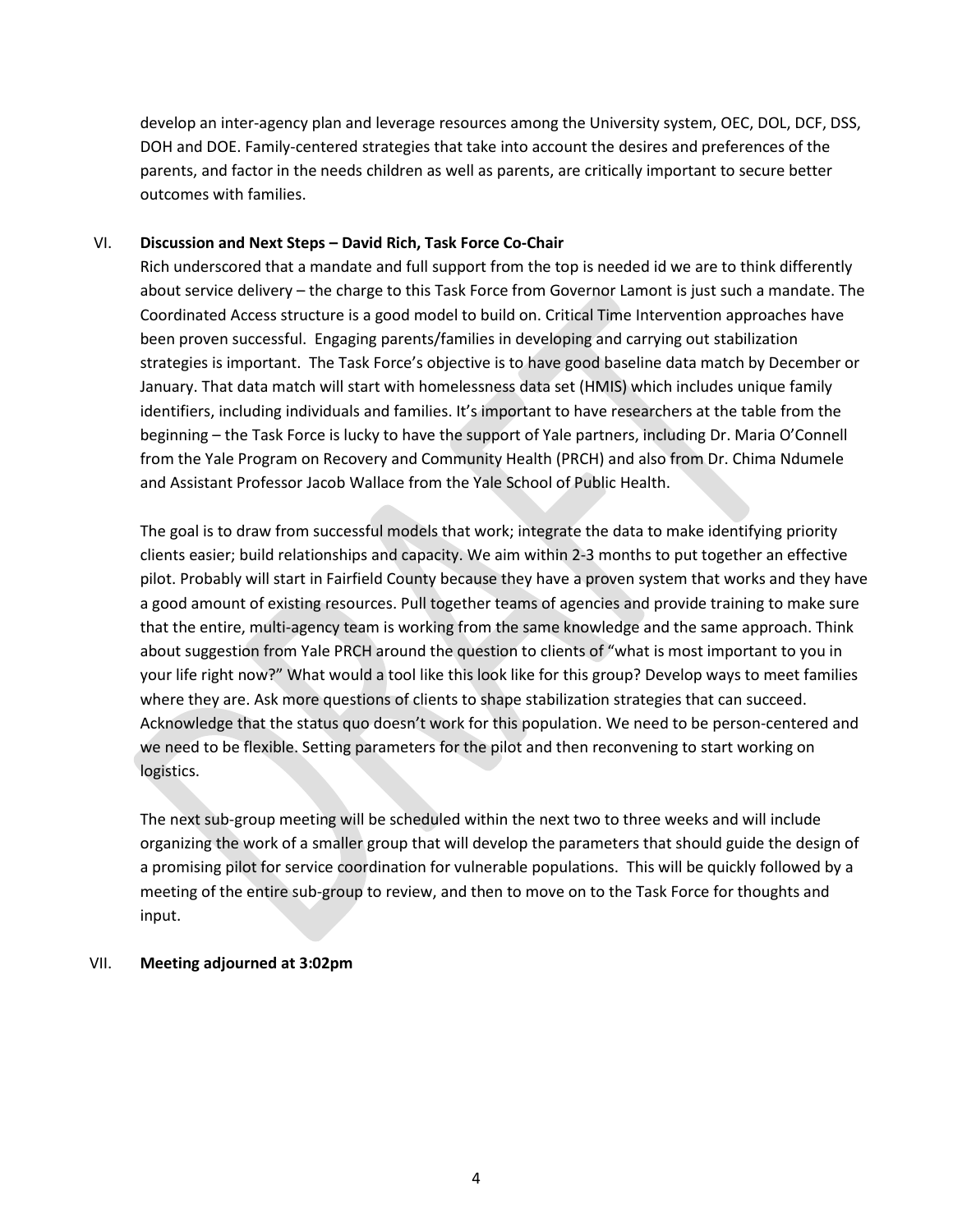develop an inter-agency plan and leverage resources among the University system, OEC, DOL, DCF, DSS, DOH and DOE. Family-centered strategies that take into account the desires and preferences of the parents, and factor in the needs children as well as parents, are critically important to secure better outcomes with families.

VI. **Discussion and Next Steps – David Rich, Task Force Co-Chair**

Rich underscored that a mandate and full support from the top is needed id we are to think differently about service delivery – the charge to this Task Force from Governor Lamont is just such a mandate. The Coordinated Access structure is a good model to build on. Critical Time Intervention approaches have been proven successful. Engaging parents/families in developing and carrying out stabilization strategies is important. The Task Force's objective is to have good baseline data match by December or January. That data match will start with homelessness data set (HMIS) which includes unique family identifiers, including individuals and families. It's important to have researchers at the table from the beginning – the Task Force is lucky to have the support of Yale partners, including Dr. Maria O'Connell from the Yale Program on Recovery and Community Health (PRCH) and also from Dr. Chima Ndumele and Assistant Professor Jacob Wallace from the Yale School of Public Health.

The goal is to draw from successful models that work; integrate the data to make identifying priority clients easier; build relationships and capacity. We aim within 2-3 months to put together an effective pilot. Probably will start in Fairfield County because they have a proven system that works and they have a good amount of existing resources. Pull together teams of agencies and provide training to make sure that the entire, multi-agency team is working from the same knowledge and the same approach. Think about suggestion from Yale PRCH around the question to clients of "what is most important to you in your life right now?" What would a tool like this look like for this group? Develop ways to meet families where they are. Ask more questions of clients to shape stabilization strategies that can succeed. Acknowledge that the status quo doesn't work for this population. We need to be person-centered and we need to be flexible. Setting parameters for the pilot and then reconvening to start working on logistics.

The next sub-group meeting will be scheduled within the next two to three weeks and will include organizing the work of a smaller group that will develop the parameters that should guide the design of a promising pilot for service coordination for vulnerable populations. This will be quickly followed by a meeting of the entire sub-group to review, and then to move on to the Task Force for thoughts and input.

VII. **Meeting adjourned at 3:02pm**